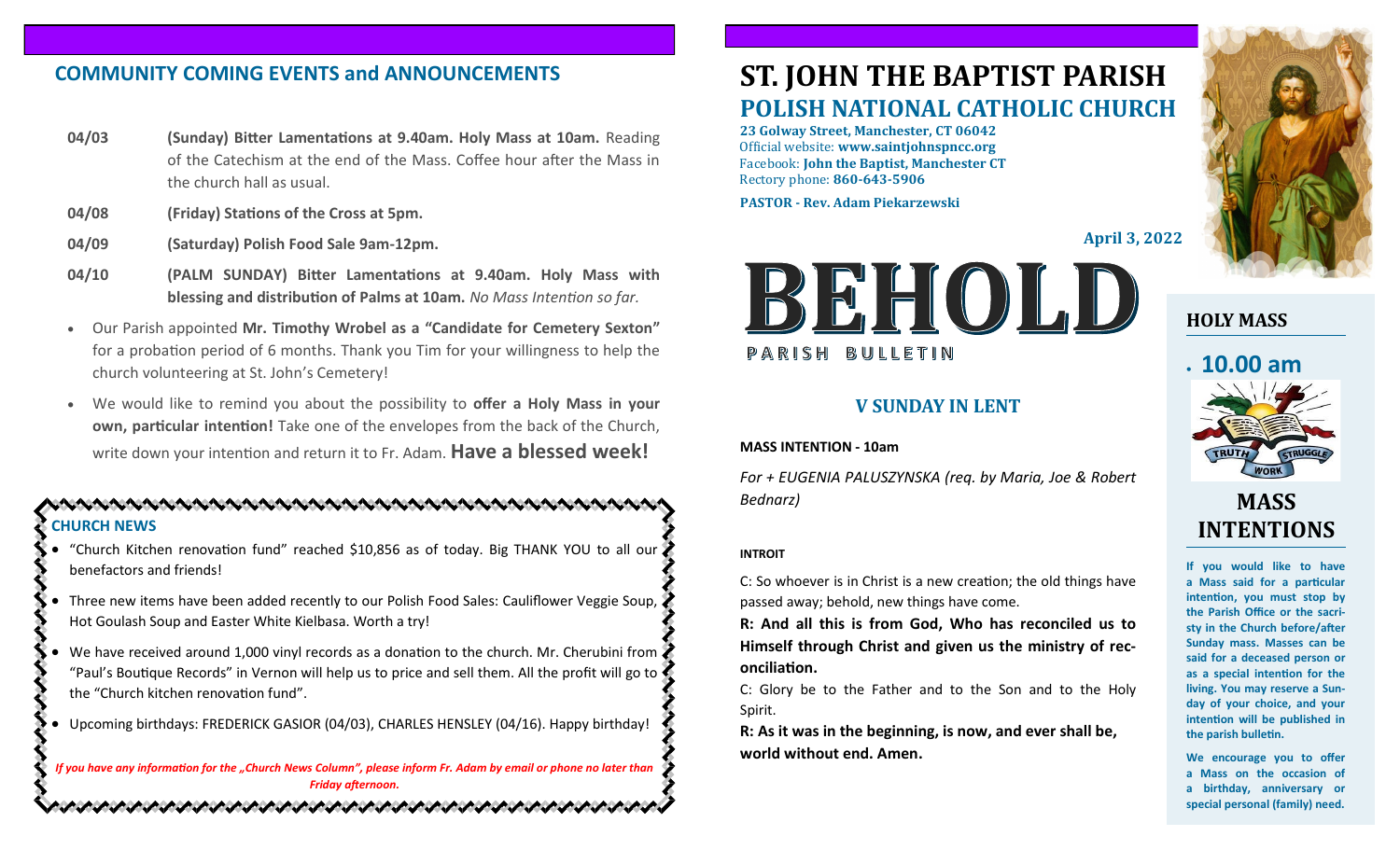## COMMUNITY COMING EVENTS and ANNOUNCEMENTS

**04/03** **(Sunday) Bitter Lamentations at 9.40am. Holy Mass at 10am.** Reading of the Catechism at the end of the Mass. Coffee hour after the Mass in the church hall as usual.

**04/08** **(Friday) Stations of the Cross at 5pm.**

**04/09** **(Saturday) Polish Food Sale 9am-12pm.**

**04/10** **(PALM SUNDAY) Bitter Lamentations at 9.40am. Holy Mass with blessing and distribution of Palms at 10am.** *No Mass Intention so far.*

- Our Parish appointed **Mr. Timothy Wrobel as a "Candidate for Cemetery Sexton"** for a probation period of 6 months. Thank you Tim for your willingness to help the church volunteering at St. John's Cemetery!
- We would like to remind you about the possibility to **offer a Holy Mass in your own, particular intention!** Take one of the envelopes from the back of the Church, write down your intention and return it to Fr. Adam. **Have a blessed week!**

### CHURCH NEWS

- "Church Kitchen renovation fund" reached $10,856 as of today. Big THANK YOU to all our benefactors and friends!
- Three new items have been added recently to our Polish Food Sales: Cauliflower Veggie Soup, Hot Goulash Soup and Easter White Kielbasa. Worth a try!
- We have received around 1,000 vinyl records as a donation to the church. Mr. Cherubini from "Paul's Boutique Records" in Vernon will help us to price and sell them. All the profit will go to the "Church kitchen renovation fund".
- Upcoming birthdays: FREDERICK GASIOR (04/03), CHARLES HENSLEY (04/16). Happy birthday!

*If you have any information for the „Church News Column", please inform Fr. Adam by email or phone no later than Friday afternoon.*

# ST. JOHN THE BAPTIST PARISH

## POLISH NATIONAL CATHOLIC CHURCH

**23 Golway Street, Manchester, CT 06042**
Official website: **www.saintjohnspncc.org**
Facebook: **John the Baptist, Manchester CT**
Rectory phone: **860-643-5906**

**PASTOR - Rev. Adam Piekarzewski**

**April 3, 2022**

# BEHOLD

PARISH BULLETIN

## V SUNDAY IN LENT

**MASS INTENTION - 10am**

*For + EUGENIA PALUSZYNSKA (req. by Maria, Joe & Robert Bednarz)*

**INTROIT**

C: So whoever is in Christ is a new creation; the old things have passed away; behold, new things have come.

**R: And all this is from God, Who has reconciled us to Himself through Christ and given us the ministry of reconciliation.**

C: Glory be to the Father and to the Son and to the Holy Spirit.

**R: As it was in the beginning, is now, and ever shall be, world without end. Amen.**

## HOLY MASS

- **10.00 am**

## MASS INTENTIONS

**If you would like to have a Mass said for a particular intention, you must stop by the Parish Office or the sacristy in the Church before/after Sunday mass. Masses can be said for a deceased person or as a special intention for the living. You may reserve a Sunday of your choice, and your intention will be published in the parish bulletin.**

**We encourage you to offer a Mass on the occasion of a birthday, anniversary or special personal (family) need.**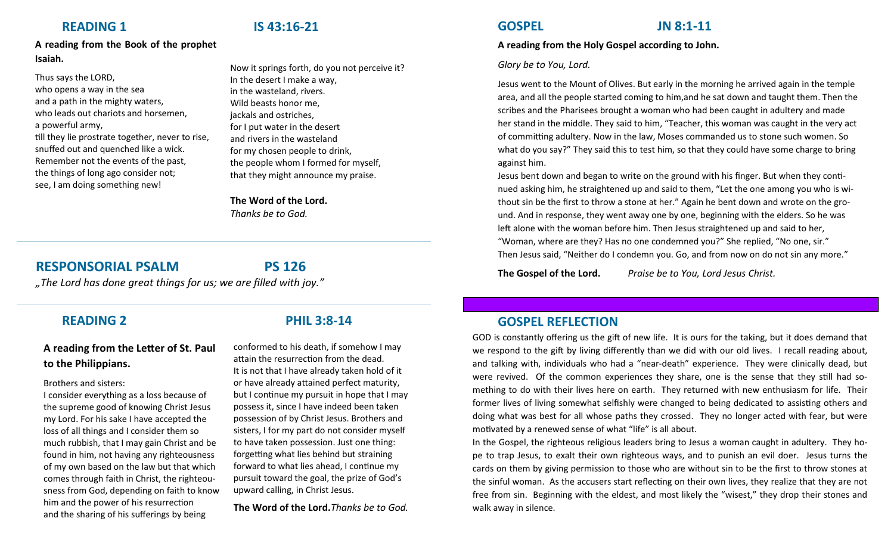## READING 1 IS 43:16-21

**A reading from the Book of the prophet Isaiah.**

Thus says the LORD,
who opens a way in the sea
and a path in the mighty waters,
who leads out chariots and horsemen,
a powerful army,
till they lie prostrate together, never to rise,
snuffed out and quenched like a wick.
Remember not the events of the past,
the things of long ago consider not;
see, I am doing something new!

Now it springs forth, do you not perceive it?
In the desert I make a way,
in the wasteland, rivers.
Wild beasts honor me,
jackals and ostriches,
for I put water in the desert
and rivers in the wasteland
for my chosen people to drink,
the people whom I formed for myself,
that they might announce my praise.

**The Word of the Lord.**
*Thanks be to God.*

## RESPONSORIAL PSALM PS 126

*„The Lord has done great things for us; we are filled with joy."*

## READING 2 PHIL 3:8-14

**A reading from the Letter of St. Paul to the Philippians.**

Brothers and sisters:
I consider everything as a loss because of the supreme good of knowing Christ Jesus my Lord. For his sake I have accepted the loss of all things and I consider them so much rubbish, that I may gain Christ and be found in him, not having any righteousness of my own based on the law but that which comes through faith in Christ, the righteousness from God, depending on faith to know him and the power of his resurrection and the sharing of his sufferings by being conformed to his death, if somehow I may attain the resurrection from the dead. It is not that I have already taken hold of it or have already attained perfect maturity, but I continue my pursuit in hope that I may possess it, since I have indeed been taken possession of by Christ Jesus. Brothers and sisters, I for my part do not consider myself to have taken possession. Just one thing: forgetting what lies behind but straining forward to what lies ahead, I continue my pursuit toward the goal, the prize of God's upward calling, in Christ Jesus.

**The Word of the Lord.***Thanks be to God.*

## GOSPEL JN 8:1-11

**A reading from the Holy Gospel according to John.**

*Glory be to You, Lord.*

Jesus went to the Mount of Olives. But early in the morning he arrived again in the temple area, and all the people started coming to him,and he sat down and taught them. Then the scribes and the Pharisees brought a woman who had been caught in adultery and made her stand in the middle. They said to him, "Teacher, this woman was caught in the very act of committing adultery. Now in the law, Moses commanded us to stone such women. So what do you say?" They said this to test him, so that they could have some charge to bring against him.

Jesus bent down and began to write on the ground with his finger. But when they continued asking him, he straightened up and said to them, "Let the one among you who is without sin be the first to throw a stone at her." Again he bent down and wrote on the ground. And in response, they went away one by one, beginning with the elders. So he was left alone with the woman before him. Then Jesus straightened up and said to her, "Woman, where are they? Has no one condemned you?" She replied, "No one, sir." Then Jesus said, "Neither do I condemn you. Go, and from now on do not sin any more."

**The Gospel of the Lord.** *Praise be to You, Lord Jesus Christ.*

## GOSPEL REFLECTION

GOD is constantly offering us the gift of new life. It is ours for the taking, but it does demand that we respond to the gift by living differently than we did with our old lives. I recall reading about, and talking with, individuals who had a "near-death" experience. They were clinically dead, but were revived. Of the common experiences they share, one is the sense that they still had something to do with their lives here on earth. They returned with new enthusiasm for life. Their former lives of living somewhat selfishly were changed to being dedicated to assisting others and doing what was best for all whose paths they crossed. They no longer acted with fear, but were motivated by a renewed sense of what "life" is all about.

In the Gospel, the righteous religious leaders bring to Jesus a woman caught in adultery. They hope to trap Jesus, to exalt their own righteous ways, and to punish an evil doer. Jesus turns the cards on them by giving permission to those who are without sin to be the first to throw stones at the sinful woman. As the accusers start reflecting on their own lives, they realize that they are not free from sin. Beginning with the eldest, and most likely the "wisest," they drop their stones and walk away in silence.